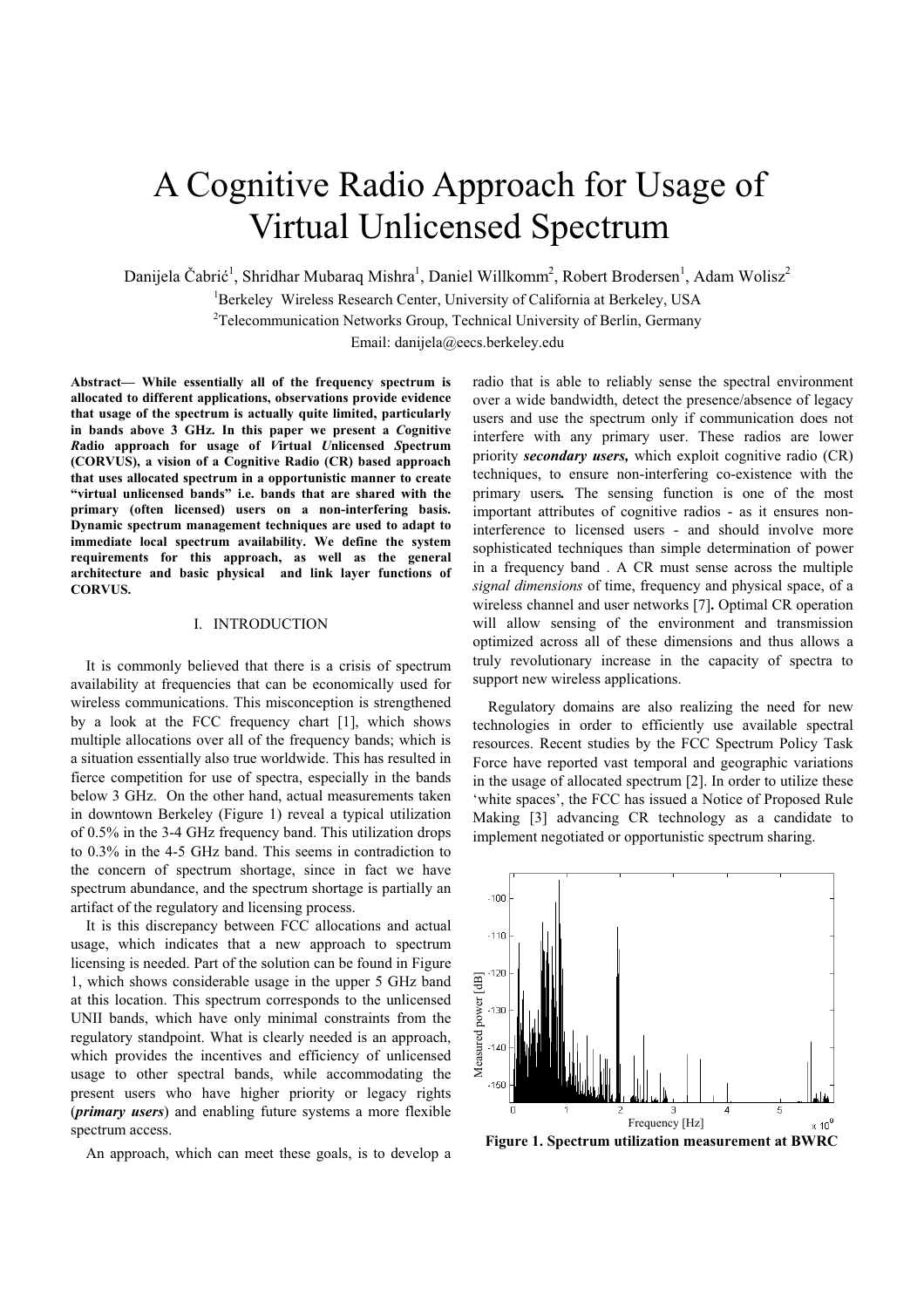# A Cognitive Radio Approach for Usage of Virtual Unlicensed Spectrum

Danijela Čabrić[1], Shridhar Mubaraq Mishra[1], Daniel Willkomm[2], Robert Brodersen[1], Adam Wolisz[2]

[1]Berkeley Wireless Research Center, University of California at Berkeley, USA

[2]Telecommunication Networks Group, Technical University of Berlin, Germany

Email: danijela@eecs.berkeley.edu

**Abstract— While essentially all of the frequency spectrum is allocated to different applications, observations provide evidence that usage of the spectrum is actually quite limited, particularly in bands above 3 GHz. In this paper we present a *C*ognitive *R*adio approach for usage of *V*irtual *U*nlicensed *S*pectrum (CORVUS), a vision of a Cognitive Radio (CR) based approach that uses allocated spectrum in a opportunistic manner to create "virtual unlicensed bands" i.e. bands that are shared with the primary (often licensed) users on a non-interfering basis. Dynamic spectrum management techniques are used to adapt to immediate local spectrum availability. We define the system requirements for this approach, as well as the general architecture and basic physical and link layer functions of CORVUS.**

## I. INTRODUCTION

It is commonly believed that there is a crisis of spectrum availability at frequencies that can be economically used for wireless communications. This misconception is strengthened by a look at the FCC frequency chart [1], which shows multiple allocations over all of the frequency bands; which is a situation essentially also true worldwide. This has resulted in fierce competition for use of spectra, especially in the bands below 3 GHz. On the other hand, actual measurements taken in downtown Berkeley (Figure 1) reveal a typical utilization of 0.5% in the 3-4 GHz frequency band. This utilization drops to 0.3% in the 4-5 GHz band. This seems in contradiction to the concern of spectrum shortage, since in fact we have spectrum abundance, and the spectrum shortage is partially an artifact of the regulatory and licensing process.

It is this discrepancy between FCC allocations and actual usage, which indicates that a new approach to spectrum licensing is needed. Part of the solution can be found in Figure 1, which shows considerable usage in the upper 5 GHz band at this location. This spectrum corresponds to the unlicensed UNII bands, which have only minimal constraints from the regulatory standpoint. What is clearly needed is an approach, which provides the incentives and efficiency of unlicensed usage to other spectral bands, while accommodating the present users who have higher priority or legacy rights (***primary users***) and enabling future systems a more flexible spectrum access.

An approach, which can meet these goals, is to develop a radio that is able to reliably sense the spectral environment over a wide bandwidth, detect the presence/absence of legacy users and use the spectrum only if communication does not interfere with any primary user. These radios are lower priority ***secondary users,*** which exploit cognitive radio (CR) techniques, to ensure non-interfering co-existence with the primary users**.** The sensing function is one of the most important attributes of cognitive radios - as it ensures non-interference to licensed users - and should involve more sophisticated techniques than simple determination of power in a frequency band . A CR must sense across the multiple *signal dimensions* of time, frequency and physical space, of a wireless channel and user networks [7]**.** Optimal CR operation will allow sensing of the environment and transmission optimized across all of these dimensions and thus allows a truly revolutionary increase in the capacity of spectra to support new wireless applications.

Regulatory domains are also realizing the need for new technologies in order to efficiently use available spectral resources. Recent studies by the FCC Spectrum Policy Task Force have reported vast temporal and geographic variations in the usage of allocated spectrum [2]. In order to utilize these 'white spaces', the FCC has issued a Notice of Proposed Rule Making [3] advancing CR technology as a candidate to implement negotiated or opportunistic spectrum sharing.

**Figure 1. Spectrum utilization measurement at BWRC**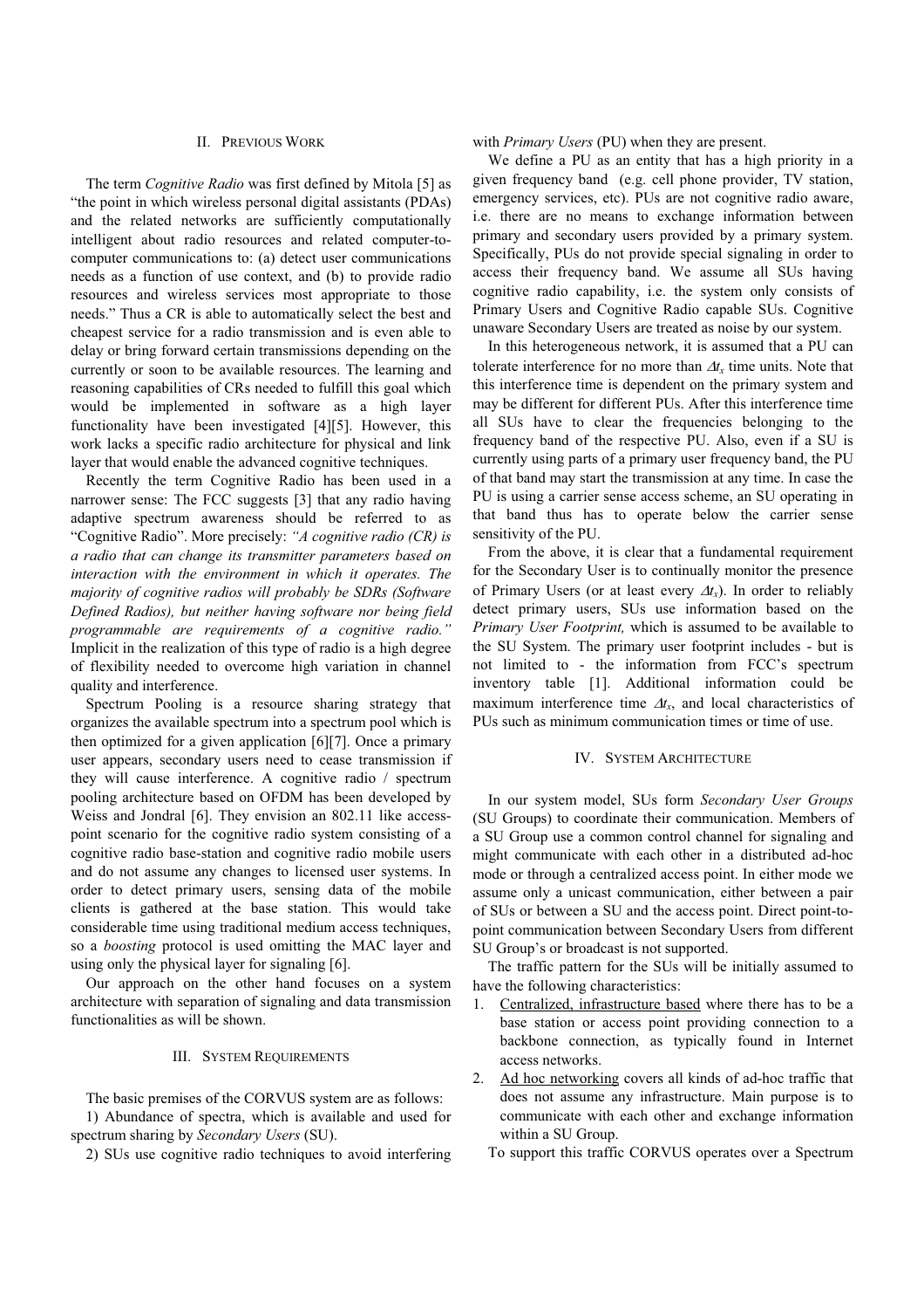## II. Previous Work

The term *Cognitive Radio* was first defined by Mitola [5] as "the point in which wireless personal digital assistants (PDAs) and the related networks are sufficiently computationally intelligent about radio resources and related computer-to-computer communications to: (a) detect user communications needs as a function of use context, and (b) to provide radio resources and wireless services most appropriate to those needs." Thus a CR is able to automatically select the best and cheapest service for a radio transmission and is even able to delay or bring forward certain transmissions depending on the currently or soon to be available resources. The learning and reasoning capabilities of CRs needed to fulfill this goal which would be implemented in software as a high layer functionality have been investigated [4][5]. However, this work lacks a specific radio architecture for physical and link layer that would enable the advanced cognitive techniques.

Recently the term Cognitive Radio has been used in a narrower sense: The FCC suggests [3] that any radio having adaptive spectrum awareness should be referred to as "Cognitive Radio". More precisely: *"A cognitive radio (CR) is a radio that can change its transmitter parameters based on interaction with the environment in which it operates. The majority of cognitive radios will probably be SDRs (Software Defined Radios), but neither having software nor being field programmable are requirements of a cognitive radio."* Implicit in the realization of this type of radio is a high degree of flexibility needed to overcome high variation in channel quality and interference.

Spectrum Pooling is a resource sharing strategy that organizes the available spectrum into a spectrum pool which is then optimized for a given application [6][7]. Once a primary user appears, secondary users need to cease transmission if they will cause interference. A cognitive radio / spectrum pooling architecture based on OFDM has been developed by Weiss and Jondral [6]. They envision an 802.11 like access-point scenario for the cognitive radio system consisting of a cognitive radio base-station and cognitive radio mobile users and do not assume any changes to licensed user systems. In order to detect primary users, sensing data of the mobile clients is gathered at the base station. This would take considerable time using traditional medium access techniques, so a *boosting* protocol is used omitting the MAC layer and using only the physical layer for signaling [6].

Our approach on the other hand focuses on a system architecture with separation of signaling and data transmission functionalities as will be shown.

## III. System Requirements

The basic premises of the CORVUS system are as follows:

1) Abundance of spectra, which is available and used for spectrum sharing by *Secondary Users* (SU).

2) SUs use cognitive radio techniques to avoid interfering with *Primary Users* (PU) when they are present.

We define a PU as an entity that has a high priority in a given frequency band (e.g. cell phone provider, TV station, emergency services, etc). PUs are not cognitive radio aware, i.e. there are no means to exchange information between primary and secondary users provided by a primary system. Specifically, PUs do not provide special signaling in order to access their frequency band. We assume all SUs having cognitive radio capability, i.e. the system only consists of Primary Users and Cognitive Radio capable SUs. Cognitive unaware Secondary Users are treated as noise by our system.

In this heterogeneous network, it is assumed that a PU can tolerate interference for no more than $\Delta t_x$ time units. Note that this interference time is dependent on the primary system and may be different for different PUs. After this interference time all SUs have to clear the frequencies belonging to the frequency band of the respective PU. Also, even if a SU is currently using parts of a primary user frequency band, the PU of that band may start the transmission at any time. In case the PU is using a carrier sense access scheme, an SU operating in that band thus has to operate below the carrier sense sensitivity of the PU.

From the above, it is clear that a fundamental requirement for the Secondary User is to continually monitor the presence of Primary Users (or at least every $\Delta t_x$). In order to reliably detect primary users, SUs use information based on the *Primary User Footprint,* which is assumed to be available to the SU System. The primary user footprint includes - but is not limited to - the information from FCC's spectrum inventory table [1]. Additional information could be maximum interference time $\Delta t_x$, and local characteristics of PUs such as minimum communication times or time of use.

## IV. System Architecture

In our system model, SUs form *Secondary User Groups* (SU Groups) to coordinate their communication. Members of a SU Group use a common control channel for signaling and might communicate with each other in a distributed ad-hoc mode or through a centralized access point. In either mode we assume only a unicast communication, either between a pair of SUs or between a SU and the access point. Direct point-to-point communication between Secondary Users from different SU Group's or broadcast is not supported.

The traffic pattern for the SUs will be initially assumed to have the following characteristics:

1. Centralized, infrastructure based where there has to be a base station or access point providing connection to a backbone connection, as typically found in Internet access networks.
2. Ad hoc networking covers all kinds of ad-hoc traffic that does not assume any infrastructure. Main purpose is to communicate with each other and exchange information within a SU Group.

To support this traffic CORVUS operates over a Spectrum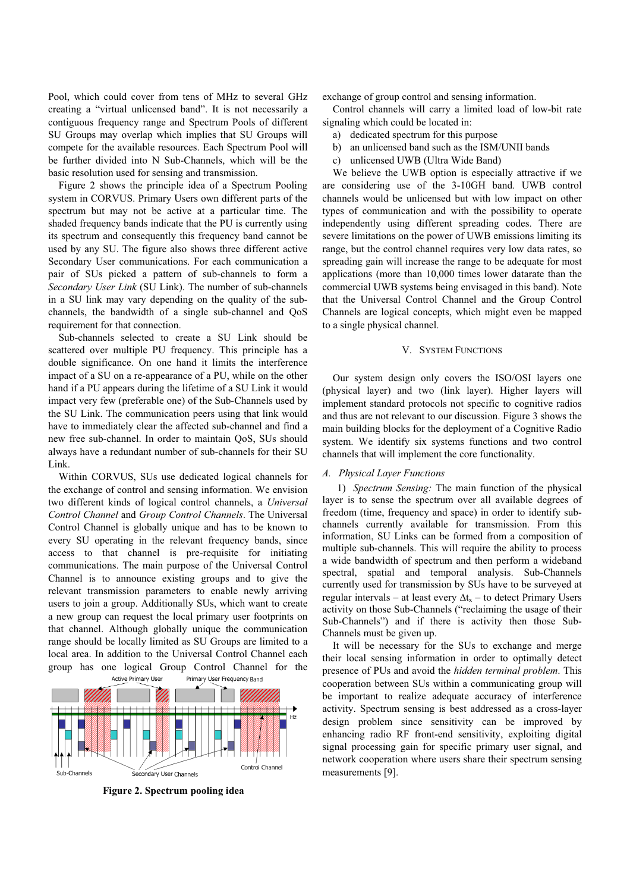Pool, which could cover from tens of MHz to several GHz creating a "virtual unlicensed band". It is not necessarily a contiguous frequency range and Spectrum Pools of different SU Groups may overlap which implies that SU Groups will compete for the available resources. Each Spectrum Pool will be further divided into N Sub-Channels, which will be the basic resolution used for sensing and transmission.

Figure 2 shows the principle idea of a Spectrum Pooling system in CORVUS. Primary Users own different parts of the spectrum but may not be active at a particular time. The shaded frequency bands indicate that the PU is currently using its spectrum and consequently this frequency band cannot be used by any SU. The figure also shows three different active Secondary User communications. For each communication a pair of SUs picked a pattern of sub-channels to form a *Secondary User Link* (SU Link). The number of sub-channels in a SU link may vary depending on the quality of the sub-channels, the bandwidth of a single sub-channel and QoS requirement for that connection.

Sub-channels selected to create a SU Link should be scattered over multiple PU frequency. This principle has a double significance. On one hand it limits the interference impact of a SU on a re-appearance of a PU, while on the other hand if a PU appears during the lifetime of a SU Link it would impact very few (preferable one) of the Sub-Channels used by the SU Link. The communication peers using that link would have to immediately clear the affected sub-channel and find a new free sub-channel. In order to maintain QoS, SUs should always have a redundant number of sub-channels for their SU Link.

Within CORVUS, SUs use dedicated logical channels for the exchange of control and sensing information. We envision two different kinds of logical control channels, a *Universal Control Channel* and *Group Control Channels*. The Universal Control Channel is globally unique and has to be known to every SU operating in the relevant frequency bands, since access to that channel is pre-requisite for initiating communications. The main purpose of the Universal Control Channel is to announce existing groups and to give the relevant transmission parameters to enable newly arriving users to join a group. Additionally SUs, which want to create a new group can request the local primary user footprints on that channel. Although globally unique the communication range should be locally limited as SU Groups are limited to a local area. In addition to the Universal Control Channel each group has one logical Group Control Channel for the exchange of group control and sensing information.

**Figure 2. Spectrum pooling idea**

Control channels will carry a limited load of low-bit rate signaling which could be located in:

a) dedicated spectrum for this purpose
b) an unlicensed band such as the ISM/UNII bands
c) unlicensed UWB (Ultra Wide Band)

We believe the UWB option is especially attractive if we are considering use of the 3-10GH band. UWB control channels would be unlicensed but with low impact on other types of communication and with the possibility to operate independently using different spreading codes. There are severe limitations on the power of UWB emissions limiting its range, but the control channel requires very low data rates, so spreading gain will increase the range to be adequate for most applications (more than 10,000 times lower datarate than the commercial UWB systems being envisaged in this band). Note that the Universal Control Channel and the Group Control Channels are logical concepts, which might even be mapped to a single physical channel.

## V. SYSTEM FUNCTIONS

Our system design only covers the ISO/OSI layers one (physical layer) and two (link layer). Higher layers will implement standard protocols not specific to cognitive radios and thus are not relevant to our discussion. Figure 3 shows the main building blocks for the deployment of a Cognitive Radio system. We identify six systems functions and two control channels that will implement the core functionality.

### A. Physical Layer Functions

1) *Spectrum Sensing:* The main function of the physical layer is to sense the spectrum over all available degrees of freedom (time, frequency and space) in order to identify sub-channels currently available for transmission. From this information, SU Links can be formed from a composition of multiple sub-channels. This will require the ability to process a wide bandwidth of spectrum and then perform a wideband spectral, spatial and temporal analysis. Sub-Channels currently used for transmission by SUs have to be surveyed at regular intervals – at least every $\Delta t_x$ – to detect Primary Users activity on those Sub-Channels ("reclaiming the usage of their Sub-Channels") and if there is activity then those Sub-Channels must be given up.

It will be necessary for the SUs to exchange and merge their local sensing information in order to optimally detect presence of PUs and avoid the *hidden terminal problem*. This cooperation between SUs within a communicating group will be important to realize adequate accuracy of interference activity. Spectrum sensing is best addressed as a cross-layer design problem since sensitivity can be improved by enhancing radio RF front-end sensitivity, exploiting digital signal processing gain for specific primary user signal, and network cooperation where users share their spectrum sensing measurements [9].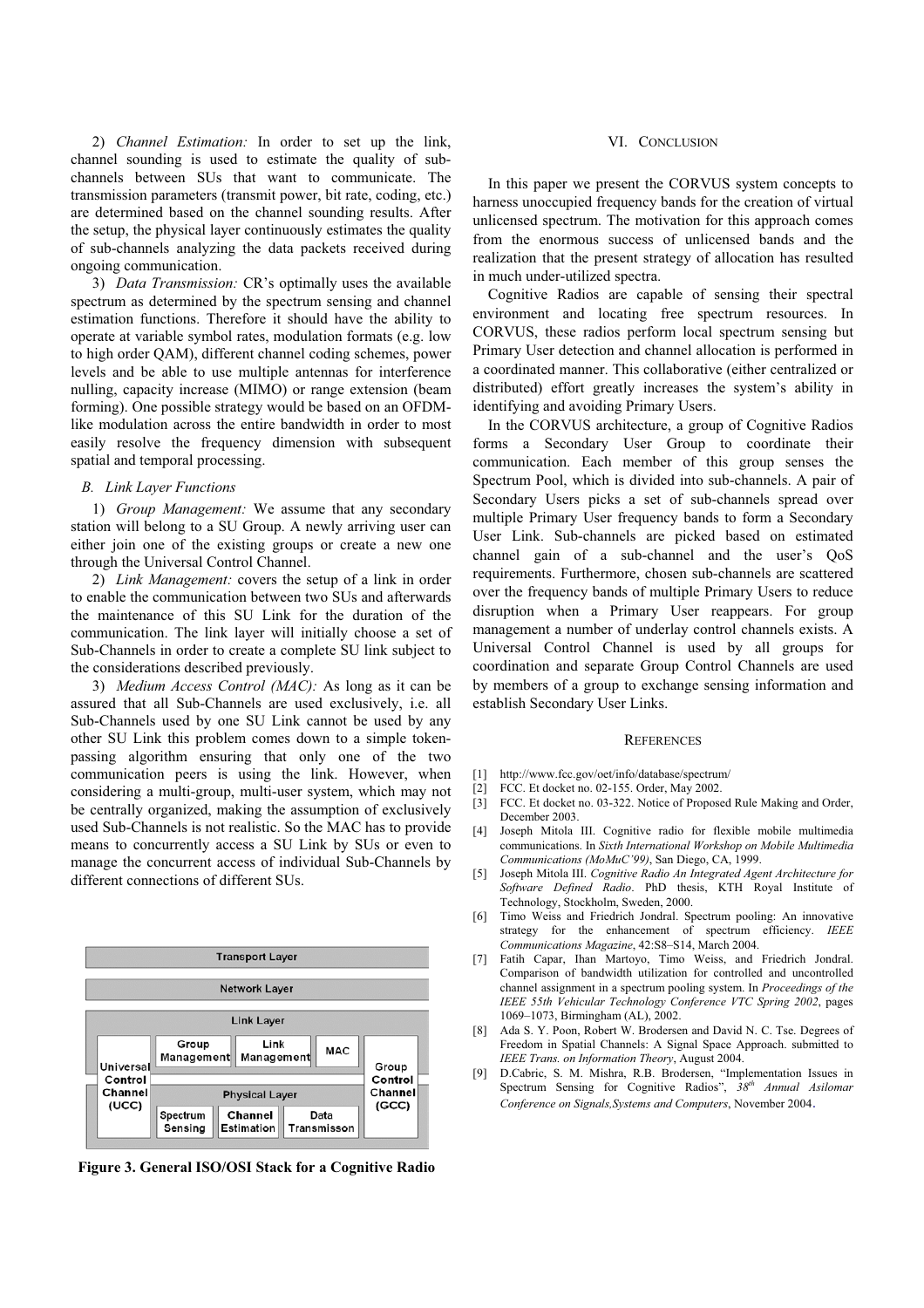2) *Channel Estimation:* In order to set up the link, channel sounding is used to estimate the quality of sub-channels between SUs that want to communicate. The transmission parameters (transmit power, bit rate, coding, etc.) are determined based on the channel sounding results. After the setup, the physical layer continuously estimates the quality of sub-channels analyzing the data packets received during ongoing communication.

3) *Data Transmission:* CR's optimally uses the available spectrum as determined by the spectrum sensing and channel estimation functions. Therefore it should have the ability to operate at variable symbol rates, modulation formats (e.g. low to high order QAM), different channel coding schemes, power levels and be able to use multiple antennas for interference nulling, capacity increase (MIMO) or range extension (beam forming). One possible strategy would be based on an OFDM-like modulation across the entire bandwidth in order to most easily resolve the frequency dimension with subsequent spatial and temporal processing.

### *B. Link Layer Functions*

1) *Group Management:* We assume that any secondary station will belong to a SU Group. A newly arriving user can either join one of the existing groups or create a new one through the Universal Control Channel.

2) *Link Management:* covers the setup of a link in order to enable the communication between two SUs and afterwards the maintenance of this SU Link for the duration of the communication. The link layer will initially choose a set of Sub-Channels in order to create a complete SU link subject to the considerations described previously.

3) *Medium Access Control (MAC):* As long as it can be assured that all Sub-Channels are used exclusively, i.e. all Sub-Channels used by one SU Link cannot be used by any other SU Link this problem comes down to a simple token-passing algorithm ensuring that only one of the two communication peers is using the link. However, when considering a multi-group, multi-user system, which may not be centrally organized, making the assumption of exclusively used Sub-Channels is not realistic. So the MAC has to provide means to concurrently access a SU Link by SUs or even to manage the concurrent access of individual Sub-Channels by different connections of different SUs.

Transport Layer

Network Layer

Link Layer

Group Management

Link Management

MAC

Universal Control Channel (UCC)

Physical Layer

Spectrum Sensing

Channel Estimation

Data Transmission

Group Control Channel (GCC)

**Figure 3. General ISO/OSI Stack for a Cognitive Radio**

## VI. Conclusion

In this paper we present the CORVUS system concepts to harness unoccupied frequency bands for the creation of virtual unlicensed spectrum. The motivation for this approach comes from the enormous success of unlicensed bands and the realization that the present strategy of allocation has resulted in much under-utilized spectra.

Cognitive Radios are capable of sensing their spectral environment and locating free spectrum resources. In CORVUS, these radios perform local spectrum sensing but Primary User detection and channel allocation is performed in a coordinated manner. This collaborative (either centralized or distributed) effort greatly increases the system's ability in identifying and avoiding Primary Users.

In the CORVUS architecture, a group of Cognitive Radios forms a Secondary User Group to coordinate their communication. Each member of this group senses the Spectrum Pool, which is divided into sub-channels. A pair of Secondary Users picks a set of sub-channels spread over multiple Primary User frequency bands to form a Secondary User Link. Sub-channels are picked based on estimated channel gain of a sub-channel and the user's QoS requirements. Furthermore, chosen sub-channels are scattered over the frequency bands of multiple Primary Users to reduce disruption when a Primary User reappears. For group management a number of underlay control channels exists. A Universal Control Channel is used by all groups for coordination and separate Group Control Channels are used by members of a group to exchange sensing information and establish Secondary User Links.

## References

[1] http://www.fcc.gov/oet/info/database/spectrum/

[2] FCC. Et docket no. 02-155. Order, May 2002.

[3] FCC. Et docket no. 03-322. Notice of Proposed Rule Making and Order, December 2003.

[4] Joseph Mitola III. Cognitive radio for flexible mobile multimedia communications. In *Sixth International Workshop on Mobile Multimedia Communications (MoMuC'99)*, San Diego, CA, 1999.

[5] Joseph Mitola III. *Cognitive Radio An Integrated Agent Architecture for Software Defined Radio*. PhD thesis, KTH Royal Institute of Technology, Stockholm, Sweden, 2000.

[6] Timo Weiss and Friedrich Jondral. Spectrum pooling: An innovative strategy for the enhancement of spectrum efficiency. *IEEE Communications Magazine*, 42:S8–S14, March 2004.

[7] Fatih Capar, Ihan Martoyo, Timo Weiss, and Friedrich Jondral. Comparison of bandwidth utilization for controlled and uncontrolled channel assignment in a spectrum pooling system. In *Proceedings of the IEEE 55th Vehicular Technology Conference VTC Spring 2002*, pages 1069–1073, Birmingham (AL), 2002.

[8] Ada S. Y. Poon, Robert W. Brodersen and David N. C. Tse. Degrees of Freedom in Spatial Channels: A Signal Space Approach. submitted to *IEEE Trans. on Information Theory*, August 2004.

[9] D.Cabric, S. M. Mishra, R.B. Brodersen, "Implementation Issues in Spectrum Sensing for Cognitive Radios", *38th Annual Asilomar Conference on Signals,Systems and Computers*, November 2004.